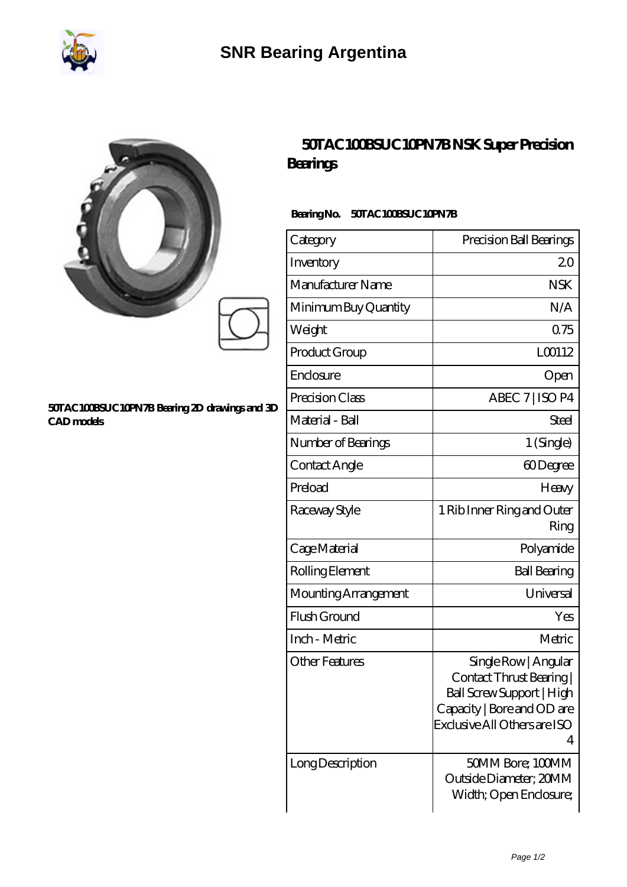# SNR Bearing Argentina

**50TAC100BSUC10PN7B Bearing 2D drawings and 3D CAD models**

## 50TAC100BSUC10PN7B NSK Super Precision Bearings

**Bearing No. 50TAC100BSUC10PN7B**

| Category | Precision Ball Bearings |
|---|---|
| Inventory | 2.0 |
| Manufacturer Name | NSK |
| Minimum Buy Quantity | N/A |
| Weight | 0.75 |
| Product Group | L00112 |
| Enclosure | Open |
| Precision Class | ABEC 7 \| ISO P4 |
| Material - Ball | Steel |
| Number of Bearings | 1 (Single) |
| Contact Angle | 60 Degree |
| Preload | Heavy |
| Raceway Style | 1 Rib Inner Ring and Outer Ring |
| Cage Material | Polyamide |
| Rolling Element | Ball Bearing |
| Mounting Arrangement | Universal |
| Flush Ground | Yes |
| Inch - Metric | Metric |
| Other Features | Single Row \| Angular Contact Thrust Bearing \| Ball Screw Support \| High Capacity \| Bore and OD are Exclusive All Others are ISO 4 |
| Long Description | 50MM Bore; 100MM Outside Diameter; 20MM Width; Open Enclosure; |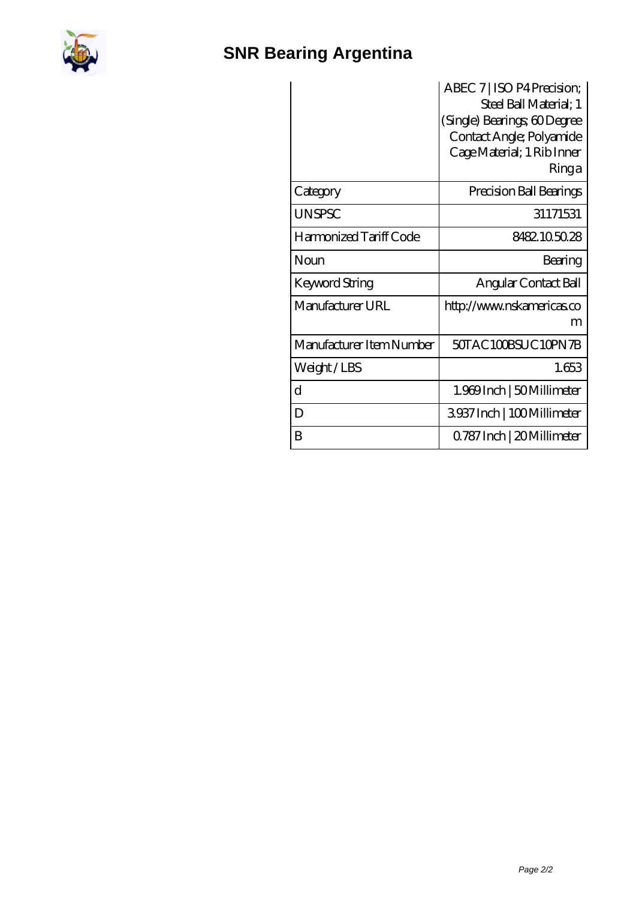| | |
|---|---|
| | ABEC 7 \| ISO P4 Precision; Steel Ball Material; 1 (Single) Bearings; 60 Degree Contact Angle; Polyamide Cage Material; 1 Rib Inner Ring a |
| Category | Precision Ball Bearings |
| UNSPSC | 31171531 |
| Harmonized Tariff Code | 8482.10.50.28 |
| Noun | Bearing |
| Keyword String | Angular Contact Ball |
| Manufacturer URL | http://www.nskamericas.com |
| Manufacturer Item Number | 50TAC100BSUC10PN7B |
| Weight / LBS | 1.653 |
| d | 1.969 Inch \| 50 Millimeter |
| D | 3.937 Inch \| 100 Millimeter |
| B | 0.787 Inch \| 20 Millimeter |